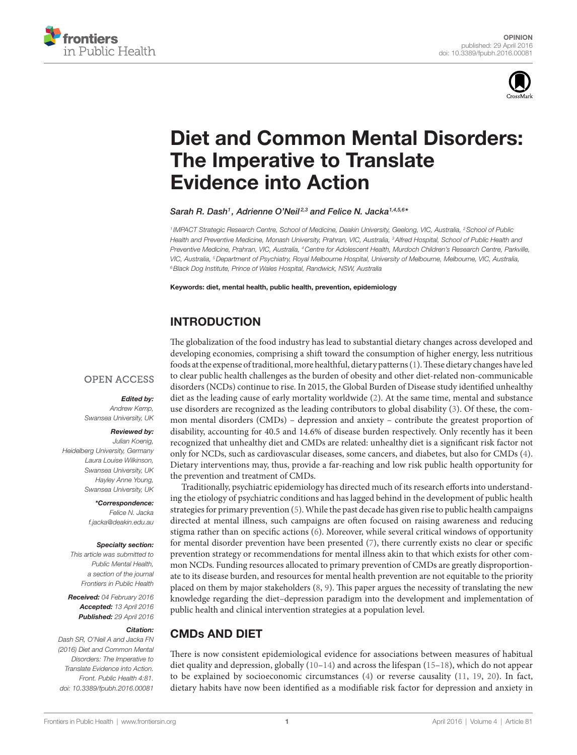OPINION
published: 29 April 2016
doi: 10.3389/fpubh.2016.00081

# Diet and Common Mental Disorders: The Imperative to Translate Evidence into Action

*Sarah R. Dash[1], Adrienne O'Neil[2,3] and Felice N. Jacka[1,4,5,6]\**

[1] IMPACT Strategic Research Centre, School of Medicine, Deakin University, Geelong, VIC, Australia, [2] School of Public Health and Preventive Medicine, Monash University, Prahran, VIC, Australia, [3] Alfred Hospital, School of Public Health and Preventive Medicine, Prahran, VIC, Australia, [4] Centre for Adolescent Health, Murdoch Children's Research Centre, Parkville, VIC, Australia, [5] Department of Psychiatry, Royal Melbourne Hospital, University of Melbourne, Melbourne, VIC, Australia, [6] Black Dog Institute, Prince of Wales Hospital, Randwick, NSW, Australia

**Keywords: diet, mental health, public health, prevention, epidemiology**

OPEN ACCESS

***Edited by:***
*Andrew Kemp, Swansea University, UK*

***Reviewed by:***
*Julian Koenig, Heidelberg University, Germany*
*Laura Louise Wilkinson, Swansea University, UK*
*Hayley Anne Young, Swansea University, UK*

***\*Correspondence:***
*Felice N. Jacka*
*f.jacka@deakin.edu.au*

***Specialty section:***
*This article was submitted to Public Mental Health, a section of the journal Frontiers in Public Health*

***Received:*** *04 February 2016*
***Accepted:*** *13 April 2016*
***Published:*** *29 April 2016*

***Citation:***
*Dash SR, O'Neil A and Jacka FN (2016) Diet and Common Mental Disorders: The Imperative to Translate Evidence into Action. Front. Public Health 4:81. doi: 10.3389/fpubh.2016.00081*

## INTRODUCTION

The globalization of the food industry has lead to substantial dietary changes across developed and developing economies, comprising a shift toward the consumption of higher energy, less nutritious foods at the expense of traditional, more healthful, dietary patterns (1). These dietary changes have led to clear public health challenges as the burden of obesity and other diet-related non-communicable disorders (NCDs) continue to rise. In 2015, the Global Burden of Disease study identified unhealthy diet as the leading cause of early mortality worldwide (2). At the same time, mental and substance use disorders are recognized as the leading contributors to global disability (3). Of these, the common mental disorders (CMDs) – depression and anxiety – contribute the greatest proportion of disability, accounting for 40.5 and 14.6% of disease burden respectively. Only recently has it been recognized that unhealthy diet and CMDs are related: unhealthy diet is a significant risk factor not only for NCDs, such as cardiovascular diseases, some cancers, and diabetes, but also for CMDs (4). Dietary interventions may, thus, provide a far-reaching and low risk public health opportunity for the prevention and treatment of CMDs.

Traditionally, psychiatric epidemiology has directed much of its research efforts into understanding the etiology of psychiatric conditions and has lagged behind in the development of public health strategies for primary prevention (5). While the past decade has given rise to public health campaigns directed at mental illness, such campaigns are often focused on raising awareness and reducing stigma rather than on specific actions (6). Moreover, while several critical windows of opportunity for mental disorder prevention have been presented (7), there currently exists no clear or specific prevention strategy or recommendations for mental illness akin to that which exists for other common NCDs. Funding resources allocated to primary prevention of CMDs are greatly disproportionate to its disease burden, and resources for mental health prevention are not equitable to the priority placed on them by major stakeholders (8, 9). This paper argues the necessity of translating the new knowledge regarding the diet–depression paradigm into the development and implementation of public health and clinical intervention strategies at a population level.

## CMDs AND DIET

There is now consistent epidemiological evidence for associations between measures of habitual diet quality and depression, globally (10–14) and across the lifespan (15–18), which do not appear to be explained by socioeconomic circumstances (4) or reverse causality (11, 19, 20). In fact, dietary habits have now been identified as a modifiable risk factor for depression and anxiety in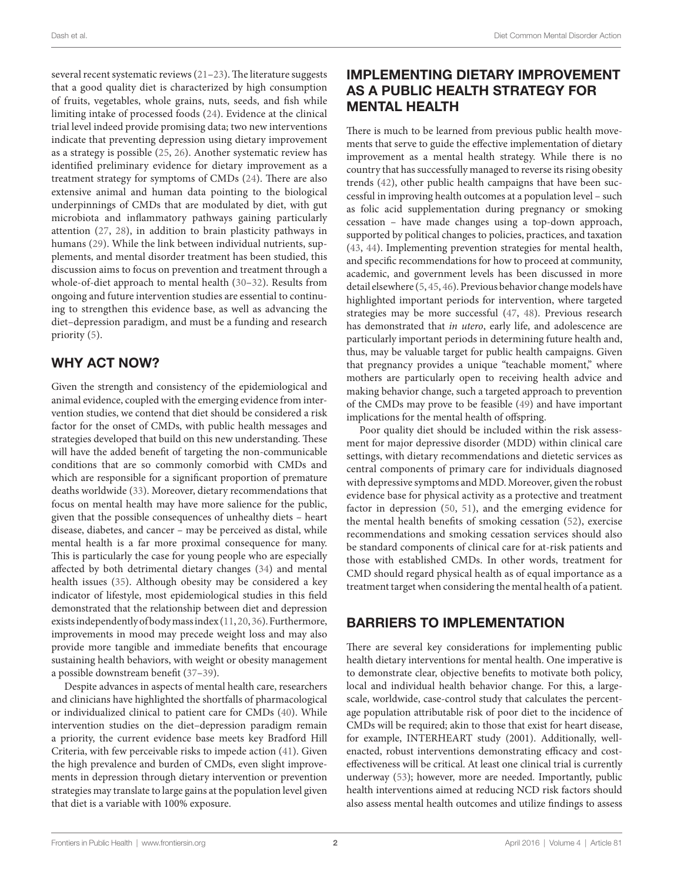several recent systematic reviews (21–23). The literature suggests that a good quality diet is characterized by high consumption of fruits, vegetables, whole grains, nuts, seeds, and fish while limiting intake of processed foods (24). Evidence at the clinical trial level indeed provide promising data; two new interventions indicate that preventing depression using dietary improvement as a strategy is possible (25, 26). Another systematic review has identified preliminary evidence for dietary improvement as a treatment strategy for symptoms of CMDs (24). There are also extensive animal and human data pointing to the biological underpinnings of CMDs that are modulated by diet, with gut microbiota and inflammatory pathways gaining particularly attention (27, 28), in addition to brain plasticity pathways in humans (29). While the link between individual nutrients, supplements, and mental disorder treatment has been studied, this discussion aims to focus on prevention and treatment through a whole-of-diet approach to mental health (30–32). Results from ongoing and future intervention studies are essential to continuing to strengthen this evidence base, as well as advancing the diet–depression paradigm, and must be a funding and research priority (5).

## WHY ACT NOW?

Given the strength and consistency of the epidemiological and animal evidence, coupled with the emerging evidence from intervention studies, we contend that diet should be considered a risk factor for the onset of CMDs, with public health messages and strategies developed that build on this new understanding. These will have the added benefit of targeting the non-communicable conditions that are so commonly comorbid with CMDs and which are responsible for a significant proportion of premature deaths worldwide (33). Moreover, dietary recommendations that focus on mental health may have more salience for the public, given that the possible consequences of unhealthy diets – heart disease, diabetes, and cancer – may be perceived as distal, while mental health is a far more proximal consequence for many. This is particularly the case for young people who are especially affected by both detrimental dietary changes (34) and mental health issues (35). Although obesity may be considered a key indicator of lifestyle, most epidemiological studies in this field demonstrated that the relationship between diet and depression exists independently of body mass index (11, 20, 36). Furthermore, improvements in mood may precede weight loss and may also provide more tangible and immediate benefits that encourage sustaining health behaviors, with weight or obesity management a possible downstream benefit (37–39).

Despite advances in aspects of mental health care, researchers and clinicians have highlighted the shortfalls of pharmacological or individualized clinical to patient care for CMDs (40). While intervention studies on the diet–depression paradigm remain a priority, the current evidence base meets key Bradford Hill Criteria, with few perceivable risks to impede action (41). Given the high prevalence and burden of CMDs, even slight improvements in depression through dietary intervention or prevention strategies may translate to large gains at the population level given that diet is a variable with 100% exposure.

## IMPLEMENTING DIETARY IMPROVEMENT AS A PUBLIC HEALTH STRATEGY FOR MENTAL HEALTH

There is much to be learned from previous public health movements that serve to guide the effective implementation of dietary improvement as a mental health strategy. While there is no country that has successfully managed to reverse its rising obesity trends (42), other public health campaigns that have been successful in improving health outcomes at a population level – such as folic acid supplementation during pregnancy or smoking cessation – have made changes using a top-down approach, supported by political changes to policies, practices, and taxation (43, 44). Implementing prevention strategies for mental health, and specific recommendations for how to proceed at community, academic, and government levels has been discussed in more detail elsewhere (5, 45, 46). Previous behavior change models have highlighted important periods for intervention, where targeted strategies may be more successful (47, 48). Previous research has demonstrated that *in utero*, early life, and adolescence are particularly important periods in determining future health and, thus, may be valuable target for public health campaigns. Given that pregnancy provides a unique "teachable moment," where mothers are particularly open to receiving health advice and making behavior change, such a targeted approach to prevention of the CMDs may prove to be feasible (49) and have important implications for the mental health of offspring.

Poor quality diet should be included within the risk assessment for major depressive disorder (MDD) within clinical care settings, with dietary recommendations and dietetic services as central components of primary care for individuals diagnosed with depressive symptoms and MDD. Moreover, given the robust evidence base for physical activity as a protective and treatment factor in depression (50, 51), and the emerging evidence for the mental health benefits of smoking cessation (52), exercise recommendations and smoking cessation services should also be standard components of clinical care for at-risk patients and those with established CMDs. In other words, treatment for CMD should regard physical health as of equal importance as a treatment target when considering the mental health of a patient.

## BARRIERS TO IMPLEMENTATION

There are several key considerations for implementing public health dietary interventions for mental health. One imperative is to demonstrate clear, objective benefits to motivate both policy, local and individual health behavior change. For this, a large-scale, worldwide, case-control study that calculates the percentage population attributable risk of poor diet to the incidence of CMDs will be required; akin to those that exist for heart disease, for example, INTERHEART study (2001). Additionally, well-enacted, robust interventions demonstrating efficacy and cost-effectiveness will be critical. At least one clinical trial is currently underway (53); however, more are needed. Importantly, public health interventions aimed at reducing NCD risk factors should also assess mental health outcomes and utilize findings to assess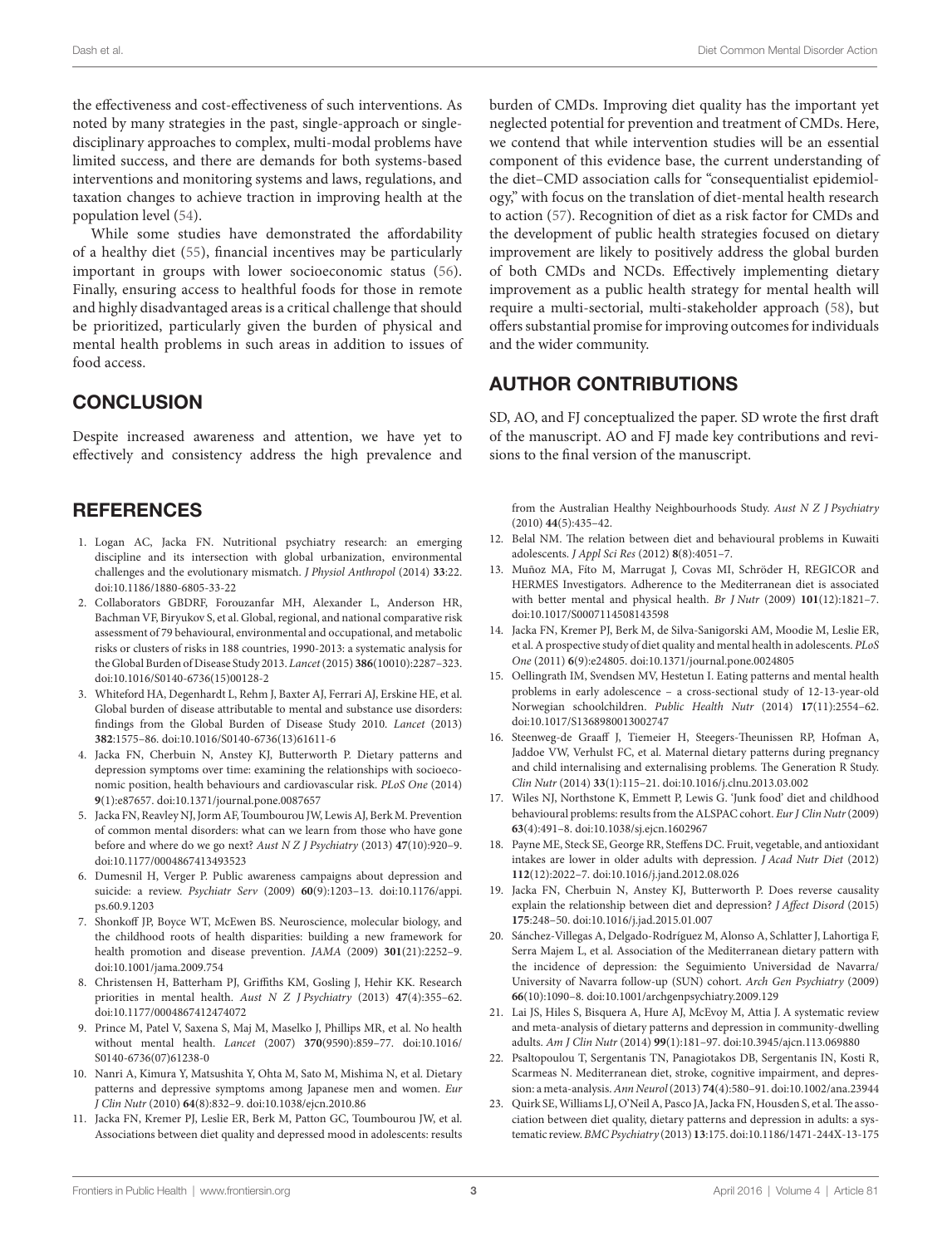the effectiveness and cost-effectiveness of such interventions. As noted by many strategies in the past, single-approach or single-disciplinary approaches to complex, multi-modal problems have limited success, and there are demands for both systems-based interventions and monitoring systems and laws, regulations, and taxation changes to achieve traction in improving health at the population level (54).

While some studies have demonstrated the affordability of a healthy diet (55), financial incentives may be particularly important in groups with lower socioeconomic status (56). Finally, ensuring access to healthful foods for those in remote and highly disadvantaged areas is a critical challenge that should be prioritized, particularly given the burden of physical and mental health problems in such areas in addition to issues of food access.

## CONCLUSION

Despite increased awareness and attention, we have yet to effectively and consistency address the high prevalence and burden of CMDs. Improving diet quality has the important yet neglected potential for prevention and treatment of CMDs. Here, we contend that while intervention studies will be an essential component of this evidence base, the current understanding of the diet–CMD association calls for "consequentialist epidemiology," with focus on the translation of diet-mental health research to action (57). Recognition of diet as a risk factor for CMDs and the development of public health strategies focused on dietary improvement are likely to positively address the global burden of both CMDs and NCDs. Effectively implementing dietary improvement as a public health strategy for mental health will require a multi-sectorial, multi-stakeholder approach (58), but offers substantial promise for improving outcomes for individuals and the wider community.

## AUTHOR CONTRIBUTIONS

SD, AO, and FJ conceptualized the paper. SD wrote the first draft of the manuscript. AO and FJ made key contributions and revisions to the final version of the manuscript.

## REFERENCES

1. Logan AC, Jacka FN. Nutritional psychiatry research: an emerging discipline and its intersection with global urbanization, environmental challenges and the evolutionary mismatch. *J Physiol Anthropol* (2014) **33**:22. doi:10.1186/1880-6805-33-22
2. Collaborators GBDRF, Forouzanfar MH, Alexander L, Anderson HR, Bachman VF, Biryukov S, et al. Global, regional, and national comparative risk assessment of 79 behavioural, environmental and occupational, and metabolic risks or clusters of risks in 188 countries, 1990-2013: a systematic analysis for the Global Burden of Disease Study 2013. *Lancet* (2015) **386**(10010):2287–323. doi:10.1016/S0140-6736(15)00128-2
3. Whiteford HA, Degenhardt L, Rehm J, Baxter AJ, Ferrari AJ, Erskine HE, et al. Global burden of disease attributable to mental and substance use disorders: findings from the Global Burden of Disease Study 2010. *Lancet* (2013) **382**:1575–86. doi:10.1016/S0140-6736(13)61611-6
4. Jacka FN, Cherbuin N, Anstey KJ, Butterworth P. Dietary patterns and depression symptoms over time: examining the relationships with socioeconomic position, health behaviours and cardiovascular risk. *PLoS One* (2014) **9**(1):e87657. doi:10.1371/journal.pone.0087657
5. Jacka FN, Reavley NJ, Jorm AF, Toumbourou JW, Lewis AJ, Berk M. Prevention of common mental disorders: what can we learn from those who have gone before and where do we go next? *Aust N Z J Psychiatry* (2013) **47**(10):920–9. doi:10.1177/0004867413493523
6. Dumesnil H, Verger P. Public awareness campaigns about depression and suicide: a review. *Psychiatr Serv* (2009) **60**(9):1203–13. doi:10.1176/appi.ps.60.9.1203
7. Shonkoff JP, Boyce WT, McEwen BS. Neuroscience, molecular biology, and the childhood roots of health disparities: building a new framework for health promotion and disease prevention. *JAMA* (2009) **301**(21):2252–9. doi:10.1001/jama.2009.754
8. Christensen H, Batterham PJ, Griffiths KM, Gosling J, Hehir KK. Research priorities in mental health. *Aust N Z J Psychiatry* (2013) **47**(4):355–62. doi:10.1177/0004867412474072
9. Prince M, Patel V, Saxena S, Maj M, Maselko J, Phillips MR, et al. No health without mental health. *Lancet* (2007) **370**(9590):859–77. doi:10.1016/S0140-6736(07)61238-0
10. Nanri A, Kimura Y, Matsushita Y, Ohta M, Sato M, Mishima N, et al. Dietary patterns and depressive symptoms among Japanese men and women. *Eur J Clin Nutr* (2010) **64**(8):832–9. doi:10.1038/ejcn.2010.86
11. Jacka FN, Kremer PJ, Leslie ER, Berk M, Patton GC, Toumbourou JW, et al. Associations between diet quality and depressed mood in adolescents: results from the Australian Healthy Neighbourhoods Study. *Aust N Z J Psychiatry* (2010) **44**(5):435–42.
12. Belal NM. The relation between diet and behavioural problems in Kuwaiti adolescents. *J Appl Sci Res* (2012) **8**(8):4051–7.
13. Muñoz MA, Fíto M, Marrugat J, Covas MI, Schröder H, REGICOR and HERMES Investigators. Adherence to the Mediterranean diet is associated with better mental and physical health. *Br J Nutr* (2009) **101**(12):1821–7. doi:10.1017/S0007114508143598
14. Jacka FN, Kremer PJ, Berk M, de Silva-Sanigorski AM, Moodie M, Leslie ER, et al. A prospective study of diet quality and mental health in adolescents. *PLoS One* (2011) **6**(9):e24805. doi:10.1371/journal.pone.0024805
15. Oellingrath IM, Svendsen MV, Hestetun I. Eating patterns and mental health problems in early adolescence – a cross-sectional study of 12-13-year-old Norwegian schoolchildren. *Public Health Nutr* (2014) **17**(11):2554–62. doi:10.1017/S1368980013002747
16. Steenweg-de Graaff J, Tiemeier H, Steegers-Theunissen RP, Hofman A, Jaddoe VW, Verhulst FC, et al. Maternal dietary patterns during pregnancy and child internalising and externalising problems. The Generation R Study. *Clin Nutr* (2014) **33**(1):115–21. doi:10.1016/j.clnu.2013.03.002
17. Wiles NJ, Northstone K, Emmett P, Lewis G. 'Junk food' diet and childhood behavioural problems: results from the ALSPAC cohort. *Eur J Clin Nutr* (2009) **63**(4):491–8. doi:10.1038/sj.ejcn.1602967
18. Payne ME, Steck SE, George RR, Steffens DC. Fruit, vegetable, and antioxidant intakes are lower in older adults with depression. *J Acad Nutr Diet* (2012) **112**(12):2022–7. doi:10.1016/j.jand.2012.08.026
19. Jacka FN, Cherbuin N, Anstey KJ, Butterworth P. Does reverse causality explain the relationship between diet and depression? *J Affect Disord* (2015) **175**:248–50. doi:10.1016/j.jad.2015.01.007
20. Sánchez-Villegas A, Delgado-Rodríguez M, Alonso A, Schlatter J, Lahortiga F, Serra Majem L, et al. Association of the Mediterranean dietary pattern with the incidence of depression: the Seguimiento Universidad de Navarra/University of Navarra follow-up (SUN) cohort. *Arch Gen Psychiatry* (2009) **66**(10):1090–8. doi:10.1001/archgenpsychiatry.2009.129
21. Lai JS, Hiles S, Bisquera A, Hure AJ, McEvoy M, Attia J. A systematic review and meta-analysis of dietary patterns and depression in community-dwelling adults. *Am J Clin Nutr* (2014) **99**(1):181–97. doi:10.3945/ajcn.113.069880
22. Psaltopoulou T, Sergentanis TN, Panagiotakos DB, Sergentanis IN, Kosti R, Scarmeas N. Mediterranean diet, stroke, cognitive impairment, and depression: a meta-analysis. *Ann Neurol* (2013) **74**(4):580–91. doi:10.1002/ana.23944
23. Quirk SE, Williams LJ, O'Neil A, Pasco JA, Jacka FN, Housden S, et al. The association between diet quality, dietary patterns and depression in adults: a systematic review. *BMC Psychiatry* (2013) **13**:175. doi:10.1186/1471-244X-13-175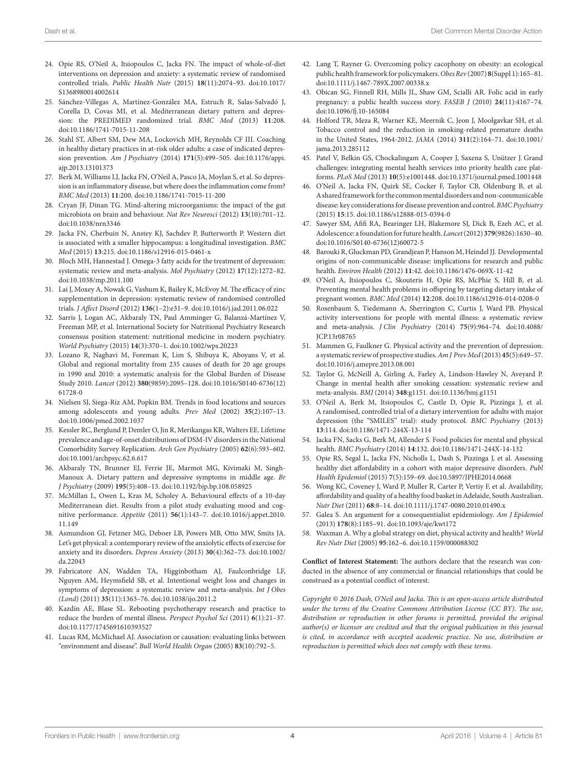24. Opie RS, O'Neil A, Itsiopoulos C, Jacka FN. The impact of whole-of-diet interventions on depression and anxiety: a systematic review of randomised controlled trials. *Public Health Nutr* (2015) **18**(11):2074–93. doi:10.1017/S1368980014002614
25. Sánchez-Villegas A, Martínez-González MA, Estruch R, Salas-Salvadó J, Corella D, Covas MI, et al. Mediterranean dietary pattern and depression: the PREDIMED randomized trial. *BMC Med* (2013) **11**:208. doi:10.1186/1741-7015-11-208
26. Stahl ST, Albert SM, Dew MA, Lockovich MH, Reynolds CF III. Coaching in healthy dietary practices in at-risk older adults: a case of indicated depression prevention. *Am J Psychiatry* (2014) **171**(5):499–505. doi:10.1176/appi.ajp.2013.13101373
27. Berk M, Williams LJ, Jacka FN, O'Neil A, Pasco JA, Moylan S, et al. So depression is an inflammatory disease, but where does the inflammation come from? *BMC Med* (2013) **11**:200. doi:10.1186/1741-7015-11-200
28. Cryan JF, Dinan TG. Mind-altering microorganisms: the impact of the gut microbiota on brain and behaviour. *Nat Rev Neurosci* (2012) **13**(10):701–12. doi:10.1038/nrn3346
29. Jacka FN, Cherbuin N, Anstey KJ, Sachdev P, Butterworth P. Western diet is associated with a smaller hippocampus: a longitudinal investigation. *BMC Med* (2015) **13**:215. doi:10.1186/s12916-015-0461-x
30. Bloch MH, Hannestad J. Omega-3 fatty acids for the treatment of depression: systematic review and meta-analysis. *Mol Psychiatry* (2012) **17**(12):1272–82. doi:10.1038/mp.2011.100
31. Lai J, Moxey A, Nowak G, Vashum K, Bailey K, McEvoy M. The efficacy of zinc supplementation in depression: systematic review of randomised controlled trials. *J Affect Disord* (2012) **136**(1–2):e31–9. doi:10.1016/j.jad.2011.06.022
32. Sarris J, Logan AC, Akbaraly TN, Paul Amminger G, Balanzá-Martínez V, Freeman MP, et al. International Society for Nutritional Psychiatry Research consensus position statement: nutritional medicine in modern psychiatry. *World Psychiatry* (2015) **14**(3):370–1. doi:10.1002/wps.20223
33. Lozano R, Naghavi M, Foreman K, Lim S, Shibuya K, Aboyans V, et al. Global and regional mortality from 235 causes of death for 20 age groups in 1990 and 2010: a systematic analysis for the Global Burden of Disease Study 2010. *Lancet* (2012) **380**(9859):2095–128. doi:10.1016/S0140-6736(12)61728-0
34. Nielsen SJ, Siega-Riz AM, Popkin BM. Trends in food locations and sources among adolescents and young adults. *Prev Med* (2002) **35**(2):107–13. doi:10.1006/pmed.2002.1037
35. Kessler RC, Berglund P, Demler O, Jin R, Merikangas KR, Walters EE. Lifetime prevalence and age-of-onset distributions of DSM-IV disorders in the National Comorbidity Survey Replication. *Arch Gen Psychiatry* (2005) **62**(6):593–602. doi:10.1001/archpsyc.62.6.617
36. Akbaraly TN, Brunner EJ, Ferrie JE, Marmot MG, Kivimaki M, Singh-Manoux A. Dietary pattern and depressive symptoms in middle age. *Br J Psychiatry* (2009) **195**(5):408–13. doi:10.1192/bjp.bp.108.058925
37. McMillan L, Owen L, Kras M, Scholey A. Behavioural effects of a 10-day Mediterranean diet. Results from a pilot study evaluating mood and cognitive performance. *Appetite* (2011) **56**(1):143–7. doi:10.1016/j.appet.2010.11.149
38. Asmundson GJ, Fetzner MG, Deboer LB, Powers MB, Otto MW, Smits JA. Let's get physical: a contemporary review of the anxiolytic effects of exercise for anxiety and its disorders. *Depress Anxiety* (2013) **30**(4):362–73. doi:10.1002/da.22043
39. Fabricatore AN, Wadden TA, Higginbotham AJ, Faulconbridge LF, Nguyen AM, Heymsfield SB, et al. Intentional weight loss and changes in symptoms of depression: a systematic review and meta-analysis. *Int J Obes (Lond)* (2011) **35**(11):1363–76. doi:10.1038/ijo.2011.2
40. Kazdin AE, Blase SL. Rebooting psychotherapy research and practice to reduce the burden of mental illness. *Perspect Psychol Sci* (2011) **6**(1):21–37. doi:10.1177/1745691610393527
41. Lucas RM, McMichael AJ. Association or causation: evaluating links between "environment and disease". *Bull World Health Organ* (2005) **83**(10):792–5.
42. Lang T, Rayner G. Overcoming policy cacophony on obesity: an ecological public health framework for policymakers. *Obes Rev* (2007) **8**(Suppl 1):165–81. doi:10.1111/j.1467-789X.2007.00338.x
43. Obican SG, Finnell RH, Mills JL, Shaw GM, Scialli AR. Folic acid in early pregnancy: a public health success story. *FASEB J* (2010) **24**(11):4167–74. doi:10.1096/fj.10-165084
44. Holford TR, Meza R, Warner KE, Meernik C, Jeon J, Moolgavkar SH, et al. Tobacco control and the reduction in smoking-related premature deaths in the United States, 1964-2012. *JAMA* (2014) **311**(2):164–71. doi:10.1001/jama.2013.285112
45. Patel V, Belkin GS, Chockalingam A, Cooper J, Saxena S, Unützer J. Grand challenges: integrating mental health services into priority health care platforms. *PLoS Med* (2013) **10**(5):e1001448. doi:10.1371/journal.pmed.1001448
46. O'Neil A, Jacka FN, Quirk SE, Cocker F, Taylor CB, Oldenburg B, et al. A shared framework for the common mental disorders and non-communicable disease: key considerations for disease prevention and control. *BMC Psychiatry* (2015) **15**:15. doi:10.1186/s12888-015-0394-0
47. Sawyer SM, Afifi RA, Bearinger LH, Blakemore SJ, Dick B, Ezeh AC, et al. Adolescence: a foundation for future health. *Lancet* (2012) **379**(9826):1630–40. doi:10.1016/S0140-6736(12)60072-5
48. Barouki R, Gluckman PD, Grandjean P, Hanson M, Heindel JJ. Developmental origins of non-communicable disease: implications for research and public health. *Environ Health* (2012) **11**:42. doi:10.1186/1476-069X-11-42
49. O'Neil A, Itsiopoulos C, Skouteris H, Opie RS, McPhie S, Hill B, et al. Preventing mental health problems in offspring by targeting dietary intake of pregnant women. *BMC Med* (2014) **12**:208. doi:10.1186/s12916-014-0208-0
50. Rosenbaum S, Tiedemann A, Sherrington C, Curtis J, Ward PB. Physical activity interventions for people with mental illness: a systematic review and meta-analysis. *J Clin Psychiatry* (2014) **75**(9):964–74. doi:10.4088/JCP.13r08765
51. Mammen G, Faulkner G. Physical activity and the prevention of depression: a systematic review of prospective studies. *Am J Prev Med* (2013) **45**(5):649–57. doi:10.1016/j.amepre.2013.08.001
52. Taylor G, McNeill A, Girling A, Farley A, Lindson-Hawley N, Aveyard P. Change in mental health after smoking cessation: systematic review and meta-analysis. *BMJ* (2014) **348**:g1151. doi:10.1136/bmj.g1151
53. O'Neil A, Berk M, Itsiopoulos C, Castle D, Opie R, Pizzinga J, et al. A randomised, controlled trial of a dietary intervention for adults with major depression (the "SMILES" trial): study protocol. *BMC Psychiatry* (2013) **13**:114. doi:10.1186/1471-244X-13-114
54. Jacka FN, Sacks G, Berk M, Allender S. Food policies for mental and physical health. *BMC Psychiatry* (2014) **14**:132. doi:10.1186/1471-244X-14-132
55. Opie RS, Segal L, Jacka FN, Nicholls L, Dash S, Pizzinga J, et al. Assessing healthy diet affordability in a cohort with major depressive disorders. *Publ Health Epidemiol* (2015) **7**(5):159–69. doi:10.5897/JPHE2014.0668
56. Wong KC, Coveney J, Ward P, Muller R, Carter P, Vertiy F, et al. Availability, affordability and quality of a healthy food basket in Adelaide, South Australian. *Nutr Diet* (2011) **68**:8–14. doi:10.1111/j.1747-0080.2010.01490.x
57. Galea S. An argument for a consequentialist epidemiology. *Am J Epidemiol* (2013) **178**(8):1185–91. doi:10.1093/aje/kwt172
58. Waxman A. Why a global strategy on diet, physical activity and health? *World Rev Nutr Diet* (2005) **95**:162–6. doi:10.1159/000088302

**Conflict of Interest Statement:** The authors declare that the research was conducted in the absence of any commercial or financial relationships that could be construed as a potential conflict of interest.

*Copyright © 2016 Dash, O'Neil and Jacka. This is an open-access article distributed under the terms of the Creative Commons Attribution License (CC BY). The use, distribution or reproduction in other forums is permitted, provided the original author(s) or licensor are credited and that the original publication in this journal is cited, in accordance with accepted academic practice. No use, distribution or reproduction is permitted which does not comply with these terms.*